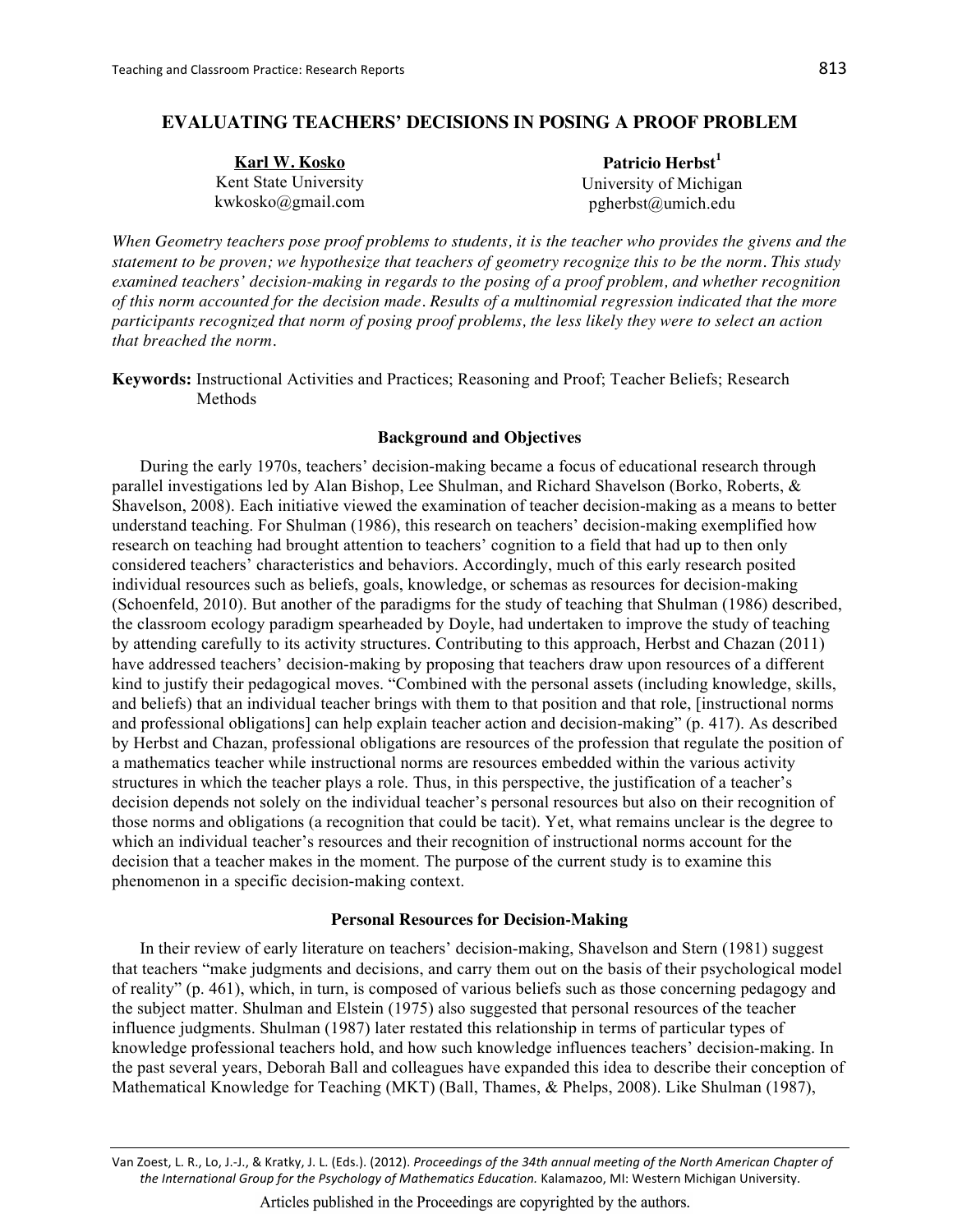# EVALUATING TEACHERS' DECISIONS IN POSING A PROOF PROBLEM

**Karl W. Kosko**
Kent State University
kwkosko@gmail.com

**Patricio Herbst**[1]
University of Michigan
pgherbst@umich.edu

*When Geometry teachers pose proof problems to students, it is the teacher who provides the givens and the statement to be proven; we hypothesize that teachers of geometry recognize this to be the norm. This study examined teachers' decision-making in regards to the posing of a proof problem, and whether recognition of this norm accounted for the decision made. Results of a multinomial regression indicated that the more participants recognized that norm of posing proof problems, the less likely they were to select an action that breached the norm.*

**Keywords:** Instructional Activities and Practices; Reasoning and Proof; Teacher Beliefs; Research Methods

## Background and Objectives

During the early 1970s, teachers' decision-making became a focus of educational research through parallel investigations led by Alan Bishop, Lee Shulman, and Richard Shavelson (Borko, Roberts, & Shavelson, 2008). Each initiative viewed the examination of teacher decision-making as a means to better understand teaching. For Shulman (1986), this research on teachers' decision-making exemplified how research on teaching had brought attention to teachers' cognition to a field that had up to then only considered teachers' characteristics and behaviors. Accordingly, much of this early research posited individual resources such as beliefs, goals, knowledge, or schemas as resources for decision-making (Schoenfeld, 2010). But another of the paradigms for the study of teaching that Shulman (1986) described, the classroom ecology paradigm spearheaded by Doyle, had undertaken to improve the study of teaching by attending carefully to its activity structures. Contributing to this approach, Herbst and Chazan (2011) have addressed teachers' decision-making by proposing that teachers draw upon resources of a different kind to justify their pedagogical moves. "Combined with the personal assets (including knowledge, skills, and beliefs) that an individual teacher brings with them to that position and that role, [instructional norms and professional obligations] can help explain teacher action and decision-making" (p. 417). As described by Herbst and Chazan, professional obligations are resources of the profession that regulate the position of a mathematics teacher while instructional norms are resources embedded within the various activity structures in which the teacher plays a role. Thus, in this perspective, the justification of a teacher's decision depends not solely on the individual teacher's personal resources but also on their recognition of those norms and obligations (a recognition that could be tacit). Yet, what remains unclear is the degree to which an individual teacher's resources and their recognition of instructional norms account for the decision that a teacher makes in the moment. The purpose of the current study is to examine this phenomenon in a specific decision-making context.

## Personal Resources for Decision-Making

In their review of early literature on teachers' decision-making, Shavelson and Stern (1981) suggest that teachers "make judgments and decisions, and carry them out on the basis of their psychological model of reality" (p. 461), which, in turn, is composed of various beliefs such as those concerning pedagogy and the subject matter. Shulman and Elstein (1975) also suggested that personal resources of the teacher influence judgments. Shulman (1987) later restated this relationship in terms of particular types of knowledge professional teachers hold, and how such knowledge influences teachers' decision-making. In the past several years, Deborah Ball and colleagues have expanded this idea to describe their conception of Mathematical Knowledge for Teaching (MKT) (Ball, Thames, & Phelps, 2008). Like Shulman (1987),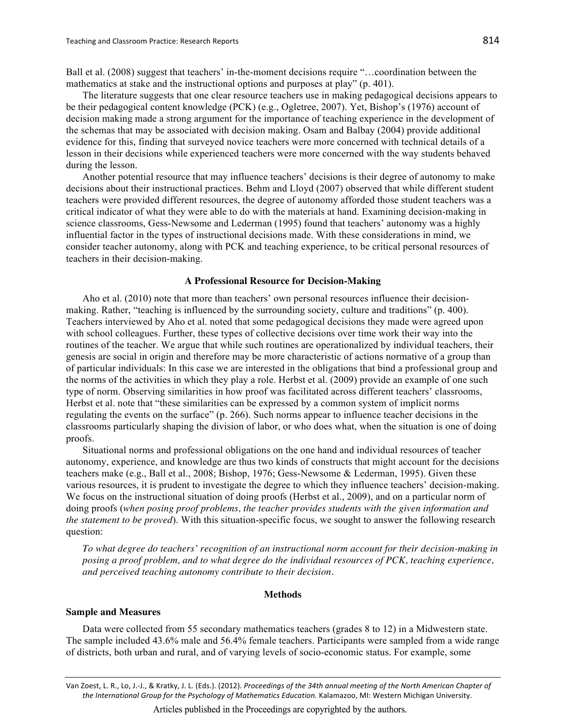Ball et al. (2008) suggest that teachers' in-the-moment decisions require "…coordination between the mathematics at stake and the instructional options and purposes at play" (p. 401).

The literature suggests that one clear resource teachers use in making pedagogical decisions appears to be their pedagogical content knowledge (PCK) (e.g., Ogletree, 2007). Yet, Bishop's (1976) account of decision making made a strong argument for the importance of teaching experience in the development of the schemas that may be associated with decision making. Osam and Balbay (2004) provide additional evidence for this, finding that surveyed novice teachers were more concerned with technical details of a lesson in their decisions while experienced teachers were more concerned with the way students behaved during the lesson.

Another potential resource that may influence teachers' decisions is their degree of autonomy to make decisions about their instructional practices. Behm and Lloyd (2007) observed that while different student teachers were provided different resources, the degree of autonomy afforded those student teachers was a critical indicator of what they were able to do with the materials at hand. Examining decision-making in science classrooms, Gess-Newsome and Lederman (1995) found that teachers' autonomy was a highly influential factor in the types of instructional decisions made. With these considerations in mind, we consider teacher autonomy, along with PCK and teaching experience, to be critical personal resources of teachers in their decision-making.

### A Professional Resource for Decision-Making

Aho et al. (2010) note that more than teachers' own personal resources influence their decision-making. Rather, "teaching is influenced by the surrounding society, culture and traditions" (p. 400). Teachers interviewed by Aho et al. noted that some pedagogical decisions they made were agreed upon with school colleagues. Further, these types of collective decisions over time work their way into the routines of the teacher. We argue that while such routines are operationalized by individual teachers, their genesis are social in origin and therefore may be more characteristic of actions normative of a group than of particular individuals: In this case we are interested in the obligations that bind a professional group and the norms of the activities in which they play a role. Herbst et al. (2009) provide an example of one such type of norm. Observing similarities in how proof was facilitated across different teachers' classrooms, Herbst et al. note that "these similarities can be expressed by a common system of implicit norms regulating the events on the surface" (p. 266). Such norms appear to influence teacher decisions in the classrooms particularly shaping the division of labor, or who does what, when the situation is one of doing proofs.

Situational norms and professional obligations on the one hand and individual resources of teacher autonomy, experience, and knowledge are thus two kinds of constructs that might account for the decisions teachers make (e.g., Ball et al., 2008; Bishop, 1976; Gess-Newsome & Lederman, 1995). Given these various resources, it is prudent to investigate the degree to which they influence teachers' decision-making. We focus on the instructional situation of doing proofs (Herbst et al., 2009), and on a particular norm of doing proofs (*when posing proof problems, the teacher provides students with the given information and the statement to be proved*). With this situation-specific focus, we sought to answer the following research question:

*To what degree do teachers' recognition of an instructional norm account for their decision-making in posing a proof problem, and to what degree do the individual resources of PCK, teaching experience, and perceived teaching autonomy contribute to their decision.*

## Methods

### Sample and Measures

Data were collected from 55 secondary mathematics teachers (grades 8 to 12) in a Midwestern state. The sample included 43.6% male and 56.4% female teachers. Participants were sampled from a wide range of districts, both urban and rural, and of varying levels of socio-economic status. For example, some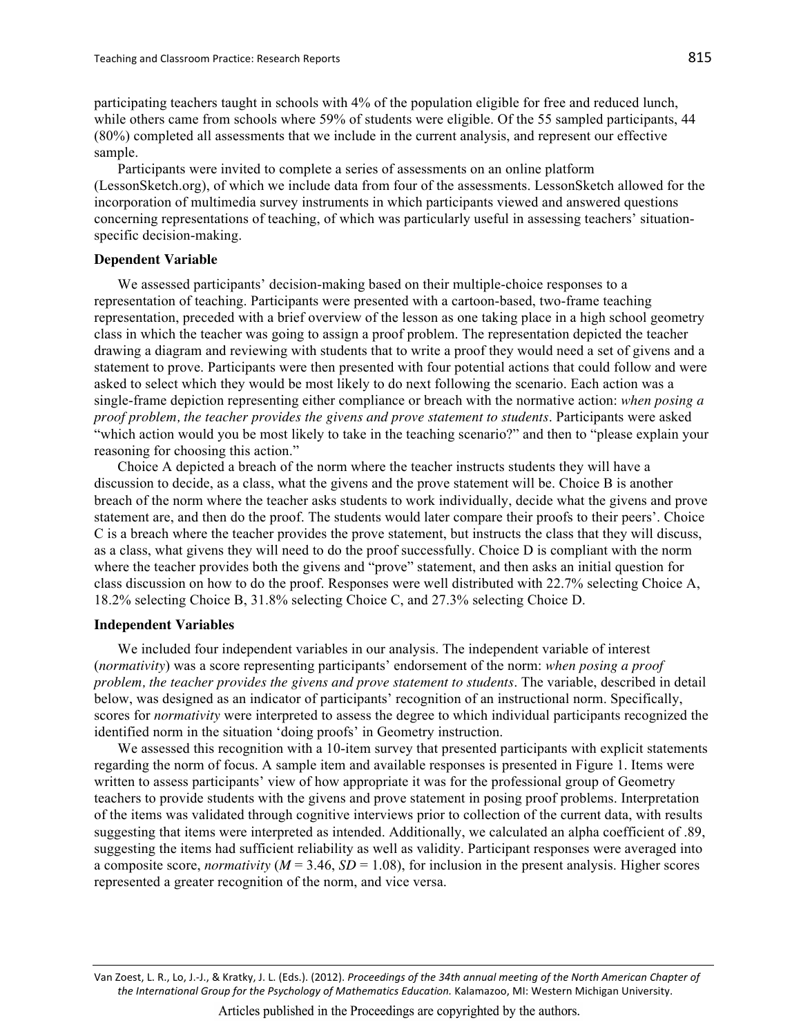participating teachers taught in schools with 4% of the population eligible for free and reduced lunch, while others came from schools where 59% of students were eligible. Of the 55 sampled participants, 44 (80%) completed all assessments that we include in the current analysis, and represent our effective sample.

Participants were invited to complete a series of assessments on an online platform (LessonSketch.org), of which we include data from four of the assessments. LessonSketch allowed for the incorporation of multimedia survey instruments in which participants viewed and answered questions concerning representations of teaching, of which was particularly useful in assessing teachers' situation-specific decision-making.

### Dependent Variable

We assessed participants' decision-making based on their multiple-choice responses to a representation of teaching. Participants were presented with a cartoon-based, two-frame teaching representation, preceded with a brief overview of the lesson as one taking place in a high school geometry class in which the teacher was going to assign a proof problem. The representation depicted the teacher drawing a diagram and reviewing with students that to write a proof they would need a set of givens and a statement to prove. Participants were then presented with four potential actions that could follow and were asked to select which they would be most likely to do next following the scenario. Each action was a single-frame depiction representing either compliance or breach with the normative action: *when posing a proof problem, the teacher provides the givens and prove statement to students*. Participants were asked "which action would you be most likely to take in the teaching scenario?" and then to "please explain your reasoning for choosing this action."

Choice A depicted a breach of the norm where the teacher instructs students they will have a discussion to decide, as a class, what the givens and the prove statement will be. Choice B is another breach of the norm where the teacher asks students to work individually, decide what the givens and prove statement are, and then do the proof. The students would later compare their proofs to their peers'. Choice C is a breach where the teacher provides the prove statement, but instructs the class that they will discuss, as a class, what givens they will need to do the proof successfully. Choice D is compliant with the norm where the teacher provides both the givens and "prove" statement, and then asks an initial question for class discussion on how to do the proof. Responses were well distributed with 22.7% selecting Choice A, 18.2% selecting Choice B, 31.8% selecting Choice C, and 27.3% selecting Choice D.

### Independent Variables

We included four independent variables in our analysis. The independent variable of interest (*normativity*) was a score representing participants' endorsement of the norm: *when posing a proof problem, the teacher provides the givens and prove statement to students*. The variable, described in detail below, was designed as an indicator of participants' recognition of an instructional norm. Specifically, scores for *normativity* were interpreted to assess the degree to which individual participants recognized the identified norm in the situation 'doing proofs' in Geometry instruction.

We assessed this recognition with a 10-item survey that presented participants with explicit statements regarding the norm of focus. A sample item and available responses is presented in Figure 1. Items were written to assess participants' view of how appropriate it was for the professional group of Geometry teachers to provide students with the givens and prove statement in posing proof problems. Interpretation of the items was validated through cognitive interviews prior to collection of the current data, with results suggesting that items were interpreted as intended. Additionally, we calculated an alpha coefficient of .89, suggesting the items had sufficient reliability as well as validity. Participant responses were averaged into a composite score, *normativity* ($M = 3.46$, $SD = 1.08$), for inclusion in the present analysis. Higher scores represented a greater recognition of the norm, and vice versa.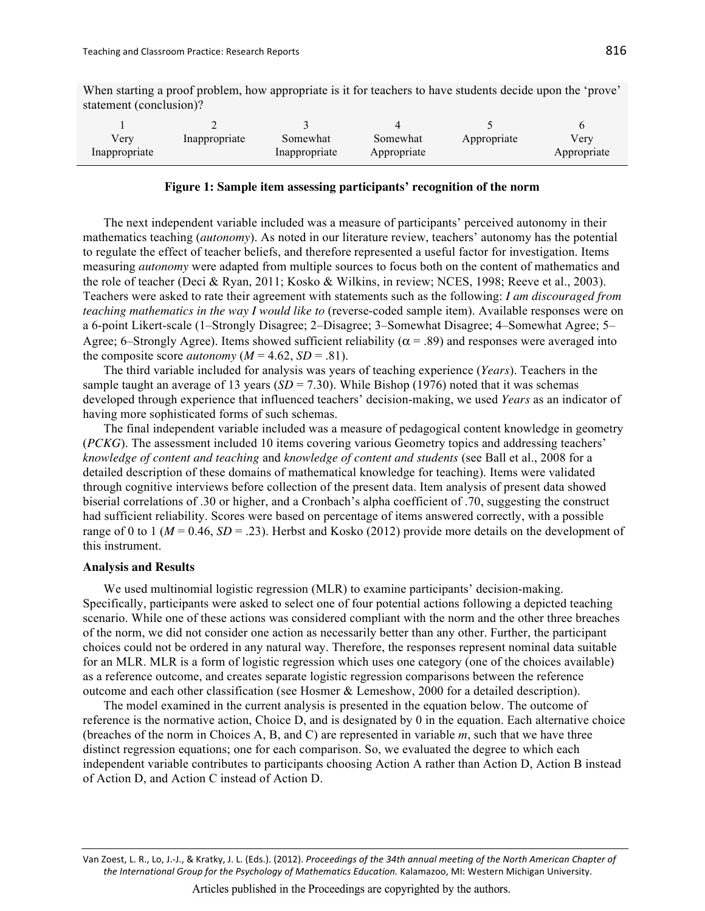When starting a proof problem, how appropriate is it for teachers to have students decide upon the 'prove' statement (conclusion)?

| 1 | 2 | 3 | 4 | 5 | 6 |
|---|---|---|---|---|---|
| Very Inappropriate | Inappropriate | Somewhat Inappropriate | Somewhat Appropriate | Appropriate | Very Appropriate |

**Figure 1: Sample item assessing participants' recognition of the norm**

The next independent variable included was a measure of participants' perceived autonomy in their mathematics teaching (*autonomy*). As noted in our literature review, teachers' autonomy has the potential to regulate the effect of teacher beliefs, and therefore represented a useful factor for investigation. Items measuring *autonomy* were adapted from multiple sources to focus both on the content of mathematics and the role of teacher (Deci & Ryan, 2011; Kosko & Wilkins, in review; NCES, 1998; Reeve et al., 2003). Teachers were asked to rate their agreement with statements such as the following: ***I am discouraged from teaching mathematics in the way I would like to*** (reverse-coded sample item). Available responses were on a 6-point Likert-scale (1–Strongly Disagree; 2–Disagree; 3–Somewhat Disagree; 4–Somewhat Agree; 5–Agree; 6–Strongly Agree). Items showed sufficient reliability ($\alpha = .89$) and responses were averaged into the composite score *autonomy* ($M = 4.62$, $SD = .81$).

The third variable included for analysis was years of teaching experience (*Years*). Teachers in the sample taught an average of 13 years ($SD = 7.30$). While Bishop (1976) noted that it was schemas developed through experience that influenced teachers' decision-making, we used *Years* as an indicator of having more sophisticated forms of such schemas.

The final independent variable included was a measure of pedagogical content knowledge in geometry (*PCKG*). The assessment included 10 items covering various Geometry topics and addressing teachers' *knowledge of content and teaching* and *knowledge of content and students* (see Ball et al., 2008 for a detailed description of these domains of mathematical knowledge for teaching). Items were validated through cognitive interviews before collection of the present data. Item analysis of present data showed biserial correlations of .30 or higher, and a Cronbach's alpha coefficient of .70, suggesting the construct had sufficient reliability. Scores were based on percentage of items answered correctly, with a possible range of 0 to 1 ($M = 0.46$, $SD = .23$). Herbst and Kosko (2012) provide more details on the development of this instrument.

**Analysis and Results**

We used multinomial logistic regression (MLR) to examine participants' decision-making. Specifically, participants were asked to select one of four potential actions following a depicted teaching scenario. While one of these actions was considered compliant with the norm and the other three breaches of the norm, we did not consider one action as necessarily better than any other. Further, the participant choices could not be ordered in any natural way. Therefore, the responses represent nominal data suitable for an MLR. MLR is a form of logistic regression which uses one category (one of the choices available) as a reference outcome, and creates separate logistic regression comparisons between the reference outcome and each other classification (see Hosmer & Lemeshow, 2000 for a detailed description).

The model examined in the current analysis is presented in the equation below. The outcome of reference is the normative action, Choice D, and is designated by 0 in the equation. Each alternative choice (breaches of the norm in Choices A, B, and C) are represented in variable *m*, such that we have three distinct regression equations; one for each comparison. So, we evaluated the degree to which each independent variable contributes to participants choosing Action A rather than Action D, Action B instead of Action D, and Action C instead of Action D.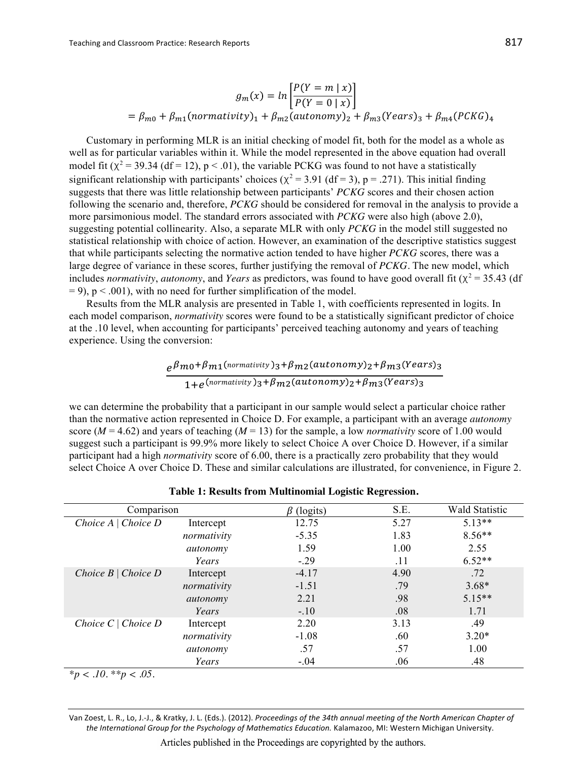$$g_m(x) = ln\left[\frac{P(Y = m \mid x)}{P(Y = 0 \mid x)}\right]$$
$$= \beta_{m0} + \beta_{m1}(normativity)_1 + \beta_{m2}(autonomy)_2 + \beta_{m3}(Years)_3 + \beta_{m4}(PCKG)_4$$

Customary in performing MLR is an initial checking of model fit, both for the model as a whole as well as for particular variables within it. While the model represented in the above equation had overall model fit ($\chi^2 = 39.34$ (df = 12), $p < .01$), the variable PCKG was found to not have a statistically significant relationship with participants' choices ($\chi^2 = 3.91$ (df = 3), $p = .271$). This initial finding suggests that there was little relationship between participants' *PCKG* scores and their chosen action following the scenario and, therefore, *PCKG* should be considered for removal in the analysis to provide a more parsimonious model. The standard errors associated with *PCKG* were also high (above 2.0), suggesting potential collinearity. Also, a separate MLR with only *PCKG* in the model still suggested no statistical relationship with choice of action. However, an examination of the descriptive statistics suggest that while participants selecting the normative action tended to have higher *PCKG* scores, there was a large degree of variance in these scores, further justifying the removal of *PCKG*. The new model, which includes *normativity*, *autonomy*, and *Years* as predictors, was found to have good overall fit ($\chi^2 = 35.43$ (df = 9), $p < .001$), with no need for further simplification of the model.

Results from the MLR analysis are presented in Table 1, with coefficients represented in logits. In each model comparison, *normativity* scores were found to be a statistically significant predictor of choice at the .10 level, when accounting for participants' perceived teaching autonomy and years of teaching experience. Using the conversion:

$$\frac{e^{\beta_{m0}+\beta_{m1}(normativity)_3+\beta_{m2}(autonomy)_2+\beta_{m3}(Years)_3}}{1+e^{(normativity)_3+\beta_{m2}(autonomy)_2+\beta_{m3}(Years)_3}}$$

we can determine the probability that a participant in our sample would select a particular choice rather than the normative action represented in Choice D. For example, a participant with an average *autonomy* score ($M = 4.62$) and years of teaching ($M = 13$) for the sample, a low *normativity* score of 1.00 would suggest such a participant is 99.9% more likely to select Choice A over Choice D. However, if a similar participant had a high *normativity* score of 6.00, there is a practically zero probability that they would select Choice A over Choice D. These and similar calculations are illustrated, for convenience, in Figure 2.

**Table 1: Results from Multinomial Logistic Regression.**

| Comparison | | $\beta$ (logits) | S.E. | Wald Statistic |
|---|---|---|---|---|
| *Choice A \| Choice D* | Intercept | 12.75 | 5.27 | 5.13** |
| | *normativity* | -5.35 | 1.83 | 8.56** |
| | *autonomy* | 1.59 | 1.00 | 2.55 |
| | *Years* | -.29 | .11 | 6.52** |
| *Choice B \| Choice D* | Intercept | -4.17 | 4.90 | .72 |
| | *normativity* | -1.51 | .79 | 3.68* |
| | *autonomy* | 2.21 | .98 | 5.15** |
| | *Years* | -.10 | .08 | 1.71 |
| *Choice C \| Choice D* | Intercept | 2.20 | 3.13 | .49 |
| | *normativity* | -1.08 | .60 | 3.20* |
| | *autonomy* | .57 | .57 | 1.00 |
| | *Years* | -.04 | .06 | .48 |

*$p < .10$. **$p < .05$.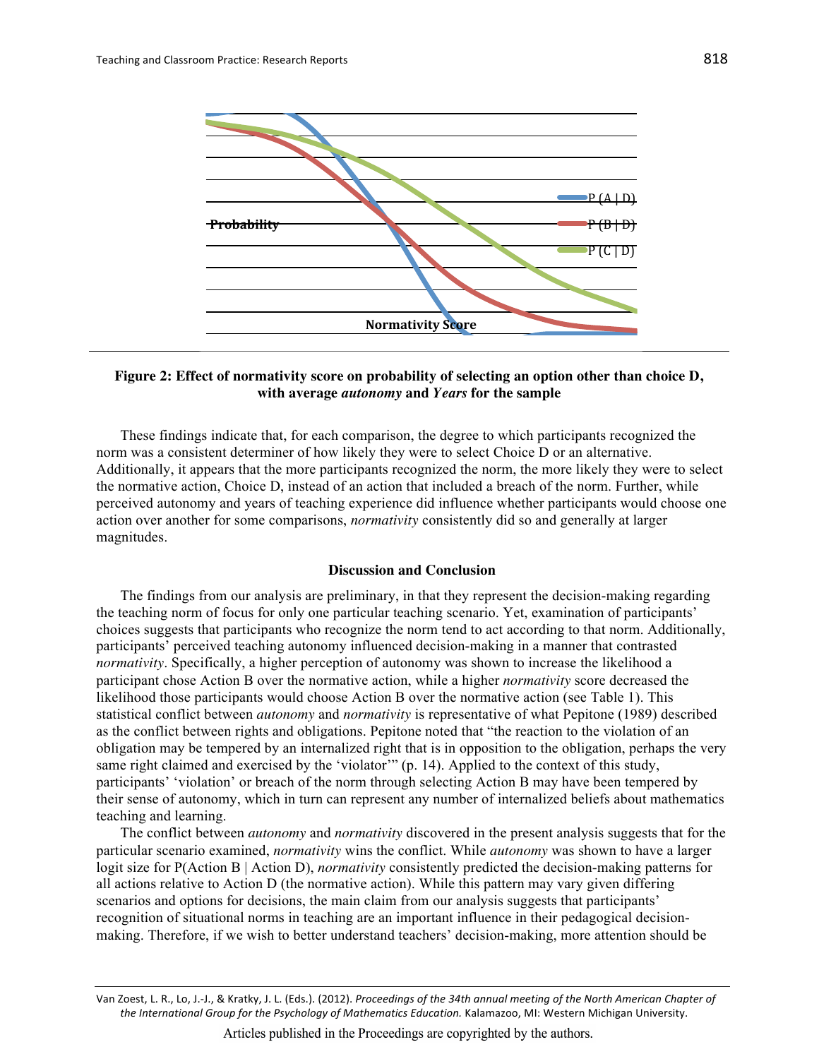**Figure 2: Effect of normativity score on probability of selecting an option other than choice D, with average *autonomy* and *Years* for the sample**

These findings indicate that, for each comparison, the degree to which participants recognized the norm was a consistent determiner of how likely they were to select Choice D or an alternative. Additionally, it appears that the more participants recognized the norm, the more likely they were to select the normative action, Choice D, instead of an action that included a breach of the norm. Further, while perceived autonomy and years of teaching experience did influence whether participants would choose one action over another for some comparisons, *normativity* consistently did so and generally at larger magnitudes.

## Discussion and Conclusion

The findings from our analysis are preliminary, in that they represent the decision-making regarding the teaching norm of focus for only one particular teaching scenario. Yet, examination of participants' choices suggests that participants who recognize the norm tend to act according to that norm. Additionally, participants' perceived teaching autonomy influenced decision-making in a manner that contrasted *normativity*. Specifically, a higher perception of autonomy was shown to increase the likelihood a participant chose Action B over the normative action, while a higher *normativity* score decreased the likelihood those participants would choose Action B over the normative action (see Table 1). This statistical conflict between *autonomy* and *normativity* is representative of what Pepitone (1989) described as the conflict between rights and obligations. Pepitone noted that "the reaction to the violation of an obligation may be tempered by an internalized right that is in opposition to the obligation, perhaps the very same right claimed and exercised by the 'violator'" (p. 14). Applied to the context of this study, participants' 'violation' or breach of the norm through selecting Action B may have been tempered by their sense of autonomy, which in turn can represent any number of internalized beliefs about mathematics teaching and learning.

The conflict between *autonomy* and *normativity* discovered in the present analysis suggests that for the particular scenario examined, *normativity* wins the conflict. While *autonomy* was shown to have a larger logit size for P(Action B | Action D), *normativity* consistently predicted the decision-making patterns for all actions relative to Action D (the normative action). While this pattern may vary given differing scenarios and options for decisions, the main claim from our analysis suggests that participants' recognition of situational norms in teaching are an important influence in their pedagogical decision-making. Therefore, if we wish to better understand teachers' decision-making, more attention should be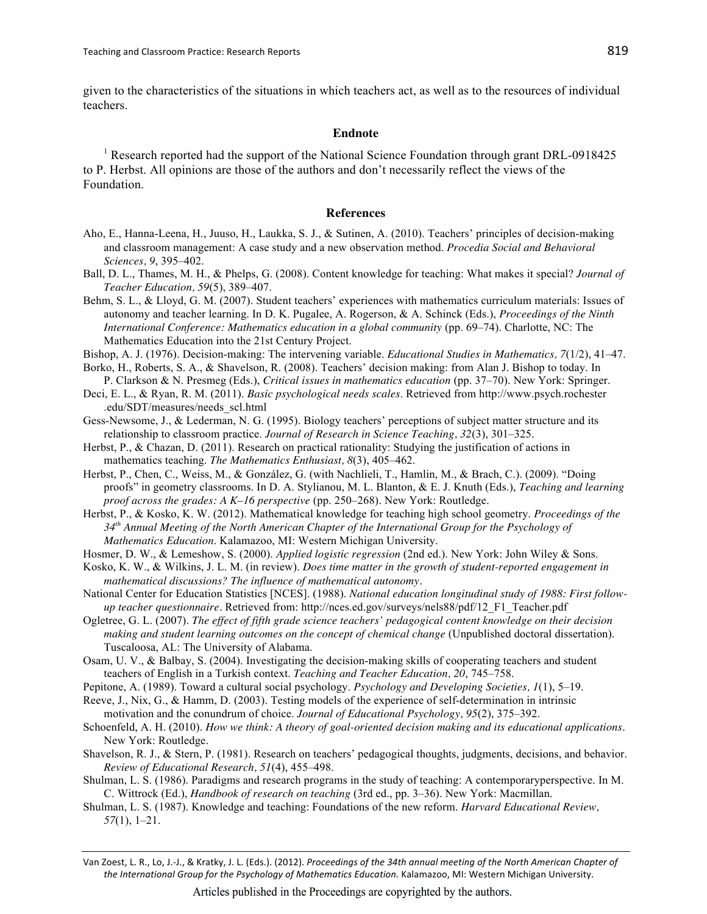given to the characteristics of the situations in which teachers act, as well as to the resources of individual teachers.

## Endnote

[1] Research reported had the support of the National Science Foundation through grant DRL-0918425 to P. Herbst. All opinions are those of the authors and don't necessarily reflect the views of the Foundation.

## References

Aho, E., Hanna-Leena, H., Juuso, H., Laukka, S. J., & Sutinen, A. (2010). Teachers' principles of decision-making and classroom management: A case study and a new observation method. *Procedia Social and Behavioral Sciences, 9*, 395–402.

Ball, D. L., Thames, M. H., & Phelps, G. (2008). Content knowledge for teaching: What makes it special? *Journal of Teacher Education, 59*(5), 389–407.

Behm, S. L., & Lloyd, G. M. (2007). Student teachers' experiences with mathematics curriculum materials: Issues of autonomy and teacher learning. In D. K. Pugalee, A. Rogerson, & A. Schinck (Eds.), *Proceedings of the Ninth International Conference: Mathematics education in a global community* (pp. 69–74). Charlotte, NC: The Mathematics Education into the 21st Century Project.

Bishop, A. J. (1976). Decision-making: The intervening variable. *Educational Studies in Mathematics, 7*(1/2), 41–47.

Borko, H., Roberts, S. A., & Shavelson, R. (2008). Teachers' decision making: from Alan J. Bishop to today. In P. Clarkson & N. Presmeg (Eds.), *Critical issues in mathematics education* (pp. 37–70). New York: Springer.

Deci, E. L., & Ryan, R. M. (2011). *Basic psychological needs scales*. Retrieved from http://www.psych.rochester .edu/SDT/measures/needs_scl.html

Gess-Newsome, J., & Lederman, N. G. (1995). Biology teachers' perceptions of subject matter structure and its relationship to classroom practice. *Journal of Research in Science Teaching, 32*(3), 301–325.

Herbst, P., & Chazan, D. (2011). Research on practical rationality: Studying the justification of actions in mathematics teaching. *The Mathematics Enthusiast, 8*(3), 405–462.

Herbst, P., Chen, C., Weiss, M., & González, G. (with Nachlieli, T., Hamlin, M., & Brach, C.). (2009). "Doing proofs" in geometry classrooms. In D. A. Stylianou, M. L. Blanton, & E. J. Knuth (Eds.), *Teaching and learning proof across the grades: A K–16 perspective* (pp. 250–268). New York: Routledge.

Herbst, P., & Kosko, K. W. (2012). Mathematical knowledge for teaching high school geometry. *Proceedings of the 34th Annual Meeting of the North American Chapter of the International Group for the Psychology of Mathematics Education*. Kalamazoo, MI: Western Michigan University.

Hosmer, D. W., & Lemeshow, S. (2000). *Applied logistic regression* (2nd ed.). New York: John Wiley & Sons.

Kosko, K. W., & Wilkins, J. L. M. (in review). *Does time matter in the growth of student-reported engagement in mathematical discussions? The influence of mathematical autonomy*.

National Center for Education Statistics [NCES]. (1988). *National education longitudinal study of 1988: First follow-up teacher questionnaire*. Retrieved from: http://nces.ed.gov/surveys/nels88/pdf/12_F1_Teacher.pdf

Ogletree, G. L. (2007). *The effect of fifth grade science teachers' pedagogical content knowledge on their decision making and student learning outcomes on the concept of chemical change* (Unpublished doctoral dissertation). Tuscaloosa, AL: The University of Alabama.

Osam, U. V., & Balbay, S. (2004). Investigating the decision-making skills of cooperating teachers and student teachers of English in a Turkish context. *Teaching and Teacher Education, 20*, 745–758.

Pepitone, A. (1989). Toward a cultural social psychology. *Psychology and Developing Societies, 1*(1), 5–19.

Reeve, J., Nix, G., & Hamm, D. (2003). Testing models of the experience of self-determination in intrinsic motivation and the conundrum of choice. *Journal of Educational Psychology, 95*(2), 375–392.

Schoenfeld, A. H. (2010). *How we think: A theory of goal-oriented decision making and its educational applications*. New York: Routledge.

Shavelson, R. J., & Stern, P. (1981). Research on teachers' pedagogical thoughts, judgments, decisions, and behavior. *Review of Educational Research, 51*(4), 455–498.

Shulman, L. S. (1986). Paradigms and research programs in the study of teaching: A contemporaryperspective. In M. C. Wittrock (Ed.), *Handbook of research on teaching* (3rd ed., pp. 3–36). New York: Macmillan.

Shulman, L. S. (1987). Knowledge and teaching: Foundations of the new reform. *Harvard Educational Review, 57*(1), 1–21.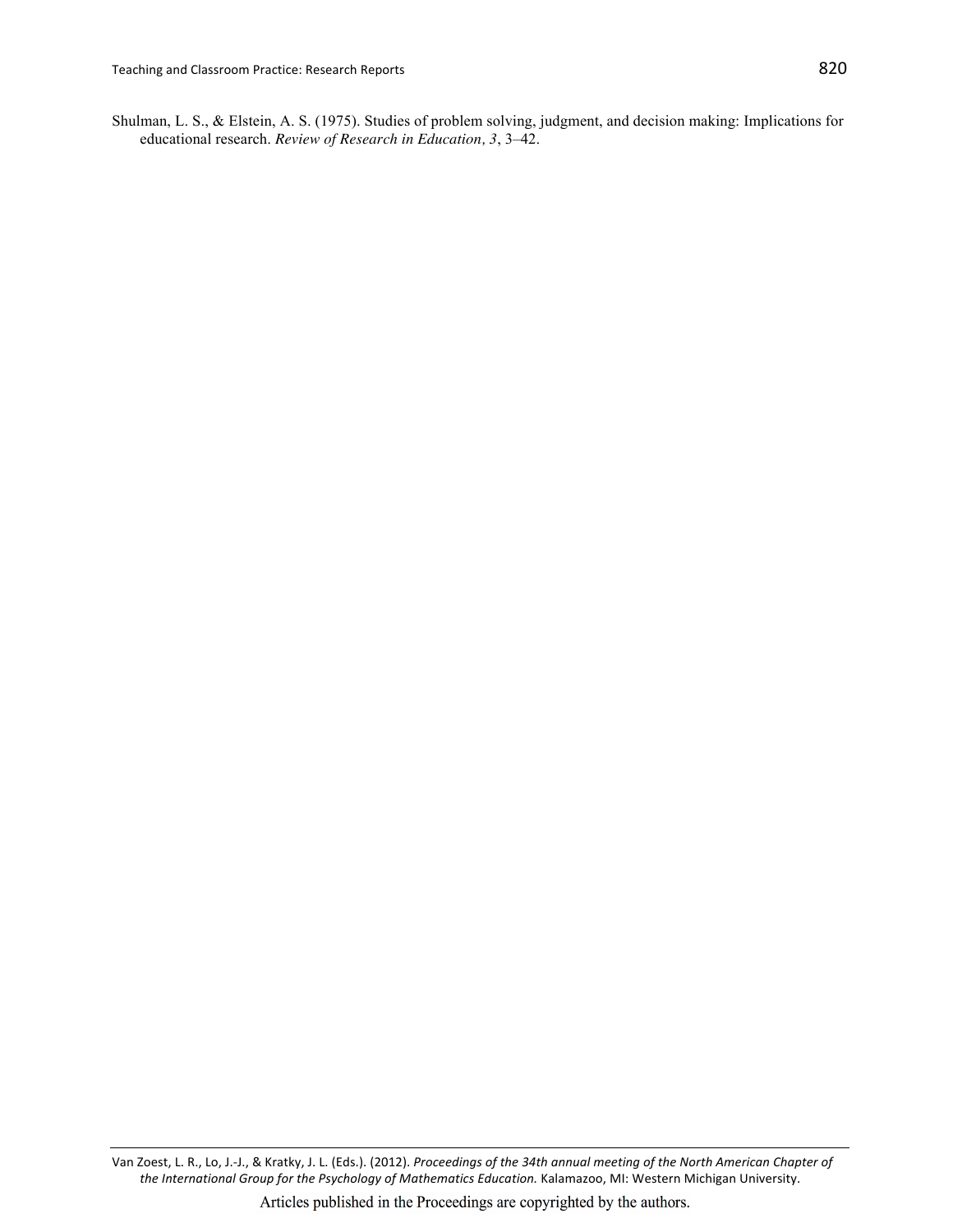Shulman, L. S., & Elstein, A. S. (1975). Studies of problem solving, judgment, and decision making: Implications for educational research. *Review of Research in Education, 3*, 3–42.